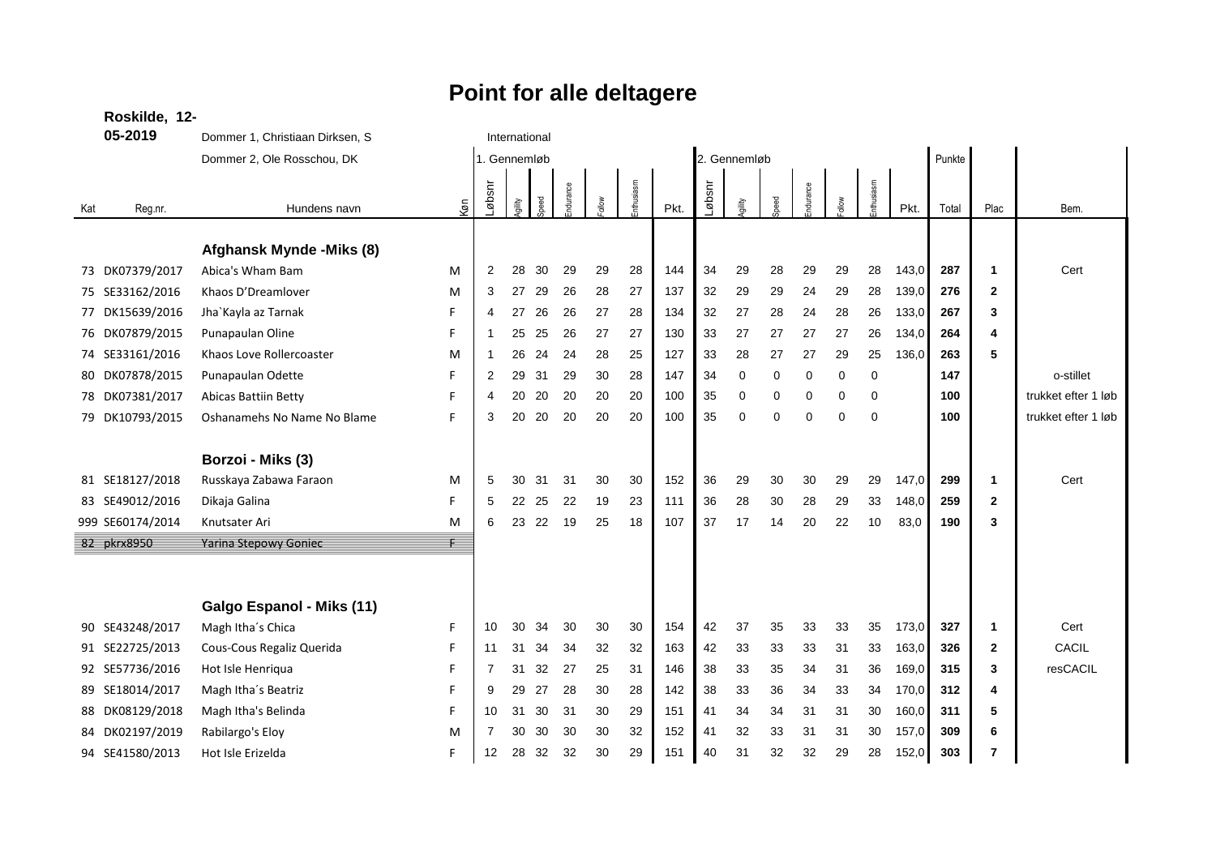# Point for alle deltagere

**Roskilde, 12-05-2019**

Dommer 1, Christiaan Dirksen, S

Dommer 2, Ole Rosschou, DK

International

| Kat | Reg.nr. | Hundens navn | Køn | 1. Gennemløb Løbsnr | Agility | Speed | Endurance | Follow | Enthusiasm | Pkt. | 2. Gennemløb Løbsnr | Agility | Speed | Endurance | Follow | Enthusiasm | Pkt. | Punkte Total | Plac | Bem. |
|---|---|---|---|---|---|---|---|---|---|---|---|---|---|---|---|---|---|---|---|---|
| | | **Afghansk Mynde -Miks (8)** | | | | | | | | | | | | | | | | | | |
| 73 | DK07379/2017 | Abica's Wham Bam | M | 2 | 28 | 30 | 29 | 29 | 28 | 144 | 34 | 29 | 28 | 29 | 29 | 28 | 143,0 | **287** | **1** | Cert |
| 75 | SE33162/2016 | Khaos D'Dreamlover | M | 3 | 27 | 29 | 26 | 28 | 27 | 137 | 32 | 29 | 29 | 24 | 29 | 28 | 139,0 | **276** | **2** | |
| 77 | DK15639/2016 | Jha`Kayla az Tarnak | F | 4 | 27 | 26 | 26 | 27 | 28 | 134 | 32 | 27 | 28 | 24 | 28 | 26 | 133,0 | **267** | **3** | |
| 76 | DK07879/2015 | Punapaulan Oline | F | 1 | 25 | 25 | 26 | 27 | 27 | 130 | 33 | 27 | 27 | 27 | 27 | 26 | 134,0 | **264** | **4** | |
| 74 | SE33161/2016 | Khaos Love Rollercoaster | M | 1 | 26 | 24 | 24 | 28 | 25 | 127 | 33 | 28 | 27 | 27 | 29 | 25 | 136,0 | **263** | **5** | |
| 80 | DK07878/2015 | Punapaulan Odette | F | 2 | 29 | 31 | 29 | 30 | 28 | 147 | 34 | 0 | 0 | 0 | 0 | 0 | | **147** | | o-stillet |
| 78 | DK07381/2017 | Abicas Battiin Betty | F | 4 | 20 | 20 | 20 | 20 | 20 | 100 | 35 | 0 | 0 | 0 | 0 | 0 | | **100** | | trukket efter 1 løb |
| 79 | DK10793/2015 | Oshanamehs No Name No Blame | F | 3 | 20 | 20 | 20 | 20 | 20 | 100 | 35 | 0 | 0 | 0 | 0 | 0 | | **100** | | trukket efter 1 løb |
| | | **Borzoi - Miks (3)** | | | | | | | | | | | | | | | | | | |
| 81 | SE18127/2018 | Russkaya Zabawa Faraon | M | 5 | 30 | 31 | 31 | 30 | 30 | 152 | 36 | 29 | 30 | 30 | 29 | 29 | 147,0 | **299** | **1** | Cert |
| 83 | SE49012/2016 | Dikaja Galina | F | 5 | 22 | 25 | 22 | 19 | 23 | 111 | 36 | 28 | 30 | 28 | 29 | 33 | 148,0 | **259** | **2** | |
| 999 | SE60174/2014 | Knutsater Ari | M | 6 | 23 | 22 | 19 | 25 | 18 | 107 | 37 | 17 | 14 | 20 | 22 | 10 | 83,0 | **190** | **3** | |
| ~~82~~ | ~~pkrx8950~~ | ~~Yarina Stepowy Goniec~~ | ~~F~~ | | | | | | | | | | | | | | | | | |
| | | **Galgo Espanol - Miks (11)** | | | | | | | | | | | | | | | | | | |
| 90 | SE43248/2017 | Magh Itha´s Chica | F | 10 | 30 | 34 | 30 | 30 | 30 | 154 | 42 | 37 | 35 | 33 | 33 | 35 | 173,0 | **327** | **1** | Cert |
| 91 | SE22725/2013 | Cous-Cous Regaliz Querida | F | 11 | 31 | 34 | 34 | 32 | 32 | 163 | 42 | 33 | 33 | 33 | 31 | 33 | 163,0 | **326** | **2** | CACIL |
| 92 | SE57736/2016 | Hot Isle Henriqua | F | 7 | 31 | 32 | 27 | 25 | 31 | 146 | 38 | 33 | 35 | 34 | 31 | 36 | 169,0 | **315** | **3** | resCACIL |
| 89 | SE18014/2017 | Magh Itha´s Beatriz | F | 9 | 29 | 27 | 28 | 30 | 28 | 142 | 38 | 33 | 36 | 34 | 33 | 34 | 170,0 | **312** | **4** | |
| 88 | DK08129/2018 | Magh Itha's Belinda | F | 10 | 31 | 30 | 31 | 30 | 29 | 151 | 41 | 34 | 34 | 31 | 31 | 30 | 160,0 | **311** | **5** | |
| 84 | DK02197/2019 | Rabilargo's Eloy | M | 7 | 30 | 30 | 30 | 30 | 32 | 152 | 41 | 32 | 33 | 31 | 31 | 30 | 157,0 | **309** | **6** | |
| 94 | SE41580/2013 | Hot Isle Erizelda | F | 12 | 28 | 32 | 32 | 30 | 29 | 151 | 40 | 31 | 32 | 32 | 29 | 28 | 152,0 | **303** | **7** | |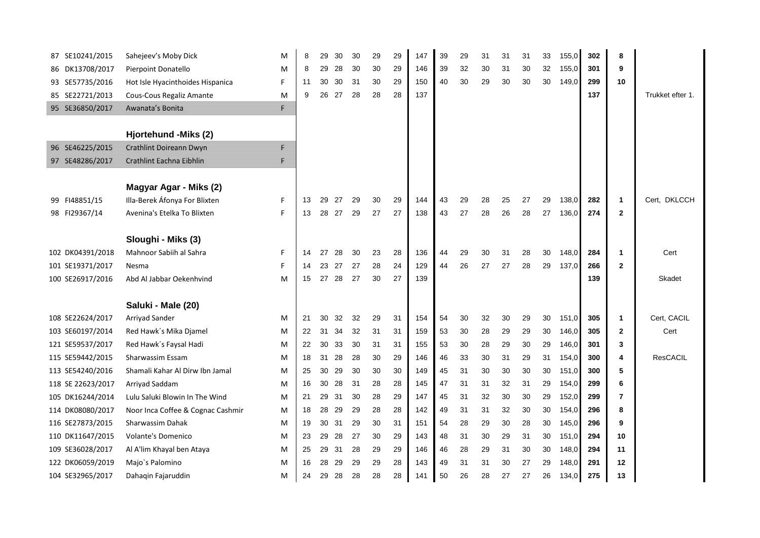| No. | Reg. no. | Name | Sex | | | | | | | Sum | | | | | | | | Sum | Total | Place | Remark |
|---|---|---|---|---|---|---|---|---|---|---|---|---|---|---|---|---|---|---|---|---|---|
| 87 | SE10241/2015 | Sahejeev's Moby Dick | M | 8 | 29 | 30 | 30 | 29 | 29 | 147 | 39 | 29 | 31 | 31 | 31 | 33 | 155,0 | 302 | 8 | |
| 86 | DK13708/2017 | Pierpoint Donatello | M | 8 | 29 | 28 | 30 | 30 | 29 | 146 | 39 | 32 | 30 | 31 | 30 | 32 | 155,0 | 301 | 9 | |
| 93 | SE57735/2016 | Hot Isle Hyacinthoides Hispanica | F | 11 | 30 | 30 | 31 | 30 | 29 | 150 | 40 | 30 | 29 | 30 | 30 | 30 | 149,0 | 299 | 10 | |
| 85 | SE22721/2013 | Cous-Cous Regaliz Amante | M | 9 | 26 | 27 | 28 | 28 | 28 | 137 | | | | | | | | 137 | | Trukket efter 1. |
| ~~95~~ | ~~SE36850/2017~~ | ~~Awanata's Bonita~~ | ~~F~~ | | | | | | | | | | | | | | | | | |
| | | **Hjortehund -Miks (2)** | | | | | | | | | | | | | | | | | | |
| ~~96~~ | ~~SE46225/2015~~ | ~~Crathlint Doireann Dwyn~~ | ~~F~~ | | | | | | | | | | | | | | | | | |
| ~~97~~ | ~~SE48286/2017~~ | ~~Crathlint Eachna Eibhlin~~ | ~~F~~ | | | | | | | | | | | | | | | | | |
| | | **Magyar Agar - Miks (2)** | | | | | | | | | | | | | | | | | | |
| 99 | FI48851/15 | Illa-Berek Áfonya For Blixten | F | 13 | 29 | 27 | 29 | 30 | 29 | 144 | 43 | 29 | 28 | 25 | 27 | 29 | 138,0 | 282 | 1 | Cert, DKLCCH |
| 98 | FI29367/14 | Avenina's Etelka To Blixten | F | 13 | 28 | 27 | 29 | 27 | 27 | 138 | 43 | 27 | 28 | 26 | 28 | 27 | 136,0 | 274 | 2 | |
| | | **Sloughi - Miks (3)** | | | | | | | | | | | | | | | | | | |
| 102 | DK04391/2018 | Mahnoor Sabiih al Sahra | F | 14 | 27 | 28 | 30 | 23 | 28 | 136 | 44 | 29 | 30 | 31 | 28 | 30 | 148,0 | 284 | 1 | Cert |
| 101 | SE19371/2017 | Nesma | F | 14 | 23 | 27 | 27 | 28 | 24 | 129 | 44 | 26 | 27 | 27 | 28 | 29 | 137,0 | 266 | 2 | |
| 100 | SE26917/2016 | Abd Al Jabbar Oekenhvind | M | 15 | 27 | 28 | 27 | 30 | 27 | 139 | | | | | | | | 139 | | Skadet |
| | | **Saluki - Male (20)** | | | | | | | | | | | | | | | | | | |
| 108 | SE22624/2017 | Arriyad Sander | M | 21 | 30 | 32 | 32 | 29 | 31 | 154 | 54 | 30 | 32 | 30 | 29 | 30 | 151,0 | 305 | 1 | Cert, CACIL |
| 103 | SE60197/2014 | Red Hawk´s Mika Djamel | M | 22 | 31 | 34 | 32 | 31 | 31 | 159 | 53 | 30 | 28 | 29 | 29 | 30 | 146,0 | 305 | 2 | Cert |
| 121 | SE59537/2017 | Red Hawk´s Faysal Hadi | M | 22 | 30 | 33 | 30 | 31 | 31 | 155 | 53 | 30 | 28 | 29 | 30 | 29 | 146,0 | 301 | 3 | |
| 115 | SE59442/2015 | Sharwassim Essam | M | 18 | 31 | 28 | 28 | 30 | 29 | 146 | 46 | 33 | 30 | 31 | 29 | 31 | 154,0 | 300 | 4 | ResCACIL |
| 113 | SE54240/2016 | Shamali Kahar Al Dirw Ibn Jamal | M | 25 | 30 | 29 | 30 | 30 | 30 | 149 | 45 | 31 | 30 | 30 | 30 | 30 | 151,0 | 300 | 5 | |
| 118 | SE 22623/2017 | Arriyad Saddam | M | 16 | 30 | 28 | 31 | 28 | 28 | 145 | 47 | 31 | 31 | 32 | 31 | 29 | 154,0 | 299 | 6 | |
| 105 | DK16244/2014 | Lulu Saluki Blowin In The Wind | M | 21 | 29 | 31 | 30 | 28 | 29 | 147 | 45 | 31 | 32 | 30 | 30 | 29 | 152,0 | 299 | 7 | |
| 114 | DK08080/2017 | Noor Inca Coffee & Cognac Cashmir | M | 18 | 28 | 29 | 29 | 28 | 28 | 142 | 49 | 31 | 31 | 32 | 30 | 30 | 154,0 | 296 | 8 | |
| 116 | SE27873/2015 | Sharwassim Dahak | M | 19 | 30 | 31 | 29 | 30 | 31 | 151 | 54 | 28 | 29 | 30 | 28 | 30 | 145,0 | 296 | 9 | |
| 110 | DK11647/2015 | Volante's Domenico | M | 23 | 29 | 28 | 27 | 30 | 29 | 143 | 48 | 31 | 30 | 29 | 31 | 30 | 151,0 | 294 | 10 | |
| 109 | SE36028/2017 | Al A'lim Khayal ben Ataya | M | 25 | 29 | 31 | 28 | 29 | 29 | 146 | 46 | 28 | 29 | 31 | 30 | 30 | 148,0 | 294 | 11 | |
| 122 | DK06059/2019 | Majo`s Palomino | M | 16 | 28 | 29 | 29 | 29 | 28 | 143 | 49 | 31 | 31 | 30 | 27 | 29 | 148,0 | 291 | 12 | |
| 104 | SE32965/2017 | Dahaqin Fajaruddin | M | 24 | 29 | 28 | 28 | 28 | 28 | 141 | 50 | 26 | 28 | 27 | 27 | 26 | 134,0 | 275 | 13 | |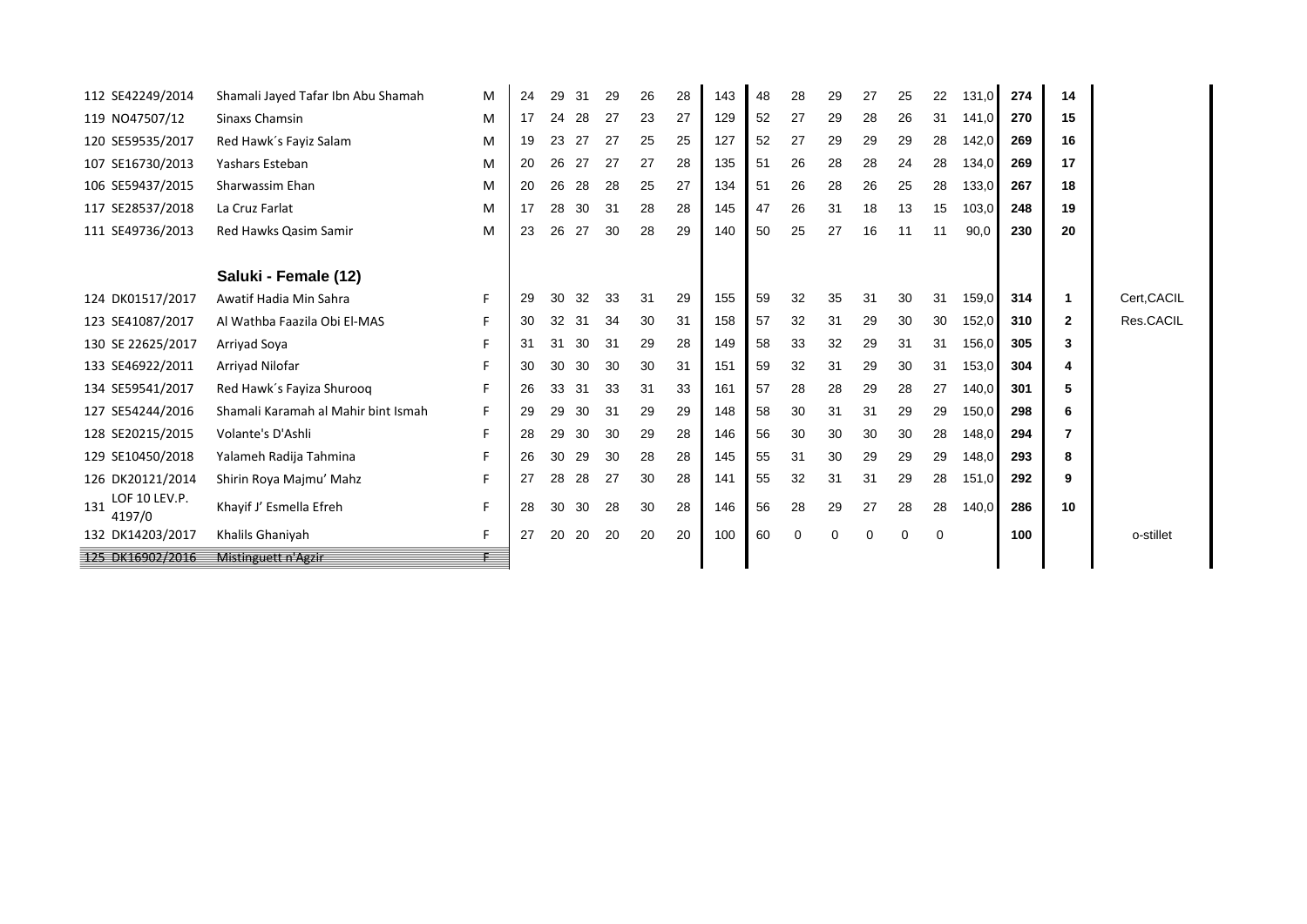| | | | | | | | | | | | | | | | | | | | | | |
|---|---|---|---|---|---|---|---|---|---|---|---|---|---|---|---|---|---|---|---|---|---|
| 112 | SE42249/2014 | Shamali Jayed Tafar Ibn Abu Shamah | M | 24 | 29 | 31 | 29 | 26 | 28 | 143 | 48 | 28 | 29 | 27 | 25 | 22 | 131,0 | 274 | 14 | |
| 119 | NO47507/12 | Sinaxs Chamsin | M | 17 | 24 | 28 | 27 | 23 | 27 | 129 | 52 | 27 | 29 | 28 | 26 | 31 | 141,0 | 270 | 15 | |
| 120 | SE59535/2017 | Red Hawk´s Fayiz Salam | M | 19 | 23 | 27 | 27 | 25 | 25 | 127 | 52 | 27 | 29 | 29 | 29 | 28 | 142,0 | 269 | 16 | |
| 107 | SE16730/2013 | Yashars Esteban | M | 20 | 26 | 27 | 27 | 27 | 28 | 135 | 51 | 26 | 28 | 28 | 24 | 28 | 134,0 | 269 | 17 | |
| 106 | SE59437/2015 | Sharwassim Ehan | M | 20 | 26 | 28 | 28 | 25 | 27 | 134 | 51 | 26 | 28 | 26 | 25 | 28 | 133,0 | 267 | 18 | |
| 117 | SE28537/2018 | La Cruz Farlat | M | 17 | 28 | 30 | 31 | 28 | 28 | 145 | 47 | 26 | 31 | 18 | 13 | 15 | 103,0 | 248 | 19 | |
| 111 | SE49736/2013 | Red Hawks Qasim Samir | M | 23 | 26 | 27 | 30 | 28 | 29 | 140 | 50 | 25 | 27 | 16 | 11 | 11 | 90,0 | 230 | 20 | |
| | | **Saluki - Female (12)** | | | | | | | | | | | | | | | | | | |
| 124 | DK01517/2017 | Awatif Hadia Min Sahra | F | 29 | 30 | 32 | 33 | 31 | 29 | 155 | 59 | 32 | 35 | 31 | 30 | 31 | 159,0 | **314** | **1** | Cert,CACIL |
| 123 | SE41087/2017 | Al Wathba Faazila Obi El-MAS | F | 30 | 32 | 31 | 34 | 30 | 31 | 158 | 57 | 32 | 31 | 29 | 30 | 30 | 152,0 | **310** | **2** | Res.CACIL |
| 130 | SE 22625/2017 | Arriyad Soya | F | 31 | 31 | 30 | 31 | 29 | 28 | 149 | 58 | 33 | 32 | 29 | 31 | 31 | 156,0 | **305** | **3** | |
| 133 | SE46922/2011 | Arriyad Nilofar | F | 30 | 30 | 30 | 30 | 30 | 31 | 151 | 59 | 32 | 31 | 29 | 30 | 31 | 153,0 | **304** | **4** | |
| 134 | SE59541/2017 | Red Hawk´s Fayiza Shurooq | F | 26 | 33 | 31 | 33 | 31 | 33 | 161 | 57 | 28 | 28 | 29 | 28 | 27 | 140,0 | **301** | **5** | |
| 127 | SE54244/2016 | Shamali Karamah al Mahir bint Ismah | F | 29 | 29 | 30 | 31 | 29 | 29 | 148 | 58 | 30 | 31 | 31 | 29 | 29 | 150,0 | **298** | **6** | |
| 128 | SE20215/2015 | Volante's D'Ashli | F | 28 | 29 | 30 | 30 | 29 | 28 | 146 | 56 | 30 | 30 | 30 | 30 | 28 | 148,0 | **294** | **7** | |
| 129 | SE10450/2018 | Yalameh Radija Tahmina | F | 26 | 30 | 29 | 30 | 28 | 28 | 145 | 55 | 31 | 30 | 29 | 29 | 29 | 148,0 | **293** | **8** | |
| 126 | DK20121/2014 | Shirin Roya Majmu' Mahz | F | 27 | 28 | 28 | 27 | 30 | 28 | 141 | 55 | 32 | 31 | 31 | 29 | 28 | 151,0 | **292** | **9** | |
| 131 | LOF 10 LEV.P. 4197/0 | Khayif J' Esmella Efreh | F | 28 | 30 | 30 | 28 | 30 | 28 | 146 | 56 | 28 | 29 | 27 | 28 | 28 | 140,0 | **286** | **10** | |
| 132 | DK14203/2017 | Khalils Ghaniyah | F | 27 | 20 | 20 | 20 | 20 | 20 | 100 | 60 | 0 | 0 | 0 | 0 | 0 | | **100** | | o-stillet |
| ~~125~~ | ~~DK16902/2016~~ | ~~Mistinguett n'Agzir~~ | ~~F~~ | | | | | | | | | | | | | | | | | |